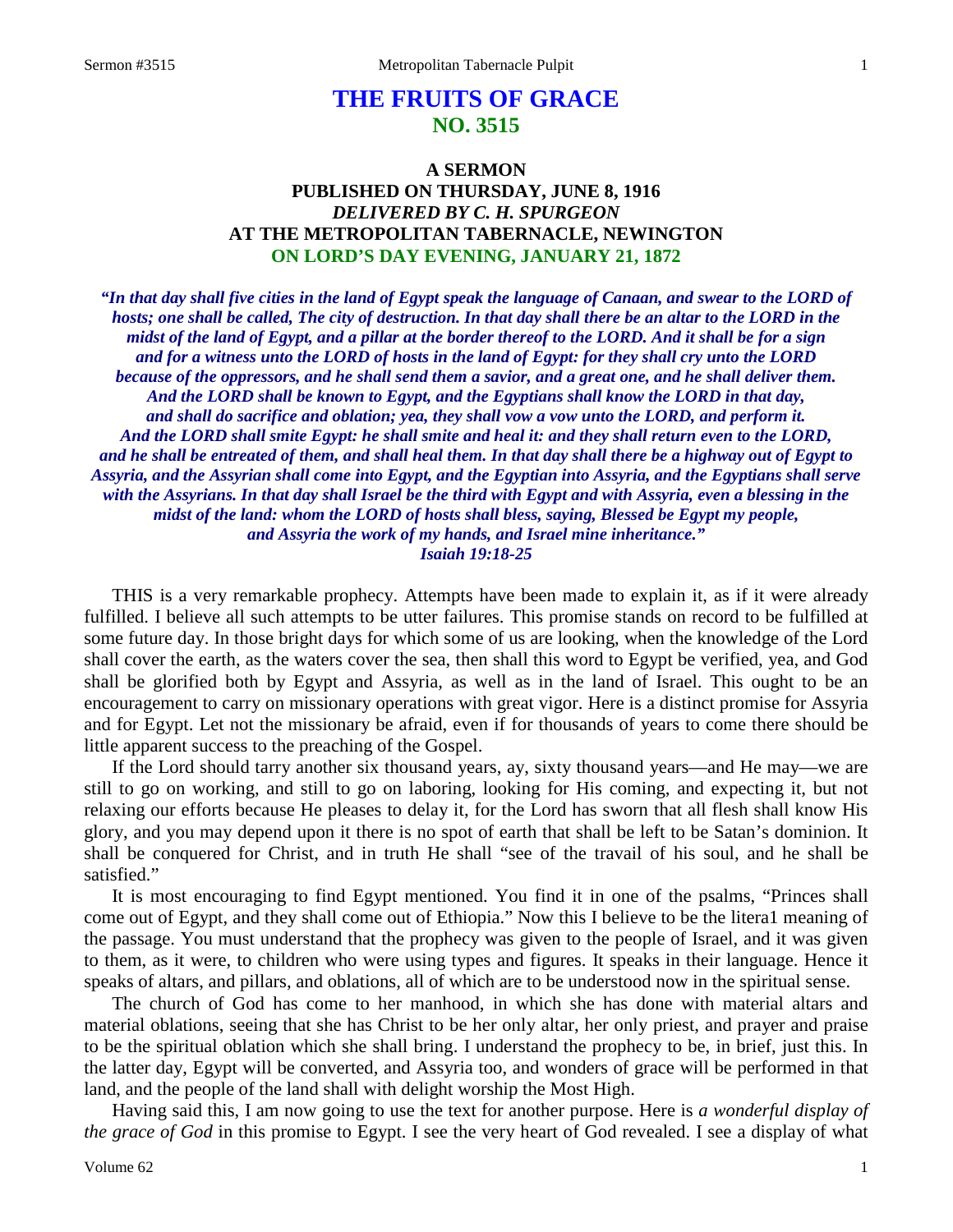# THE FRUITS OF GRACE
## NO. 3515

### A SERMON
### PUBLISHED ON THURSDAY, JUNE 8, 1916
### *DELIVERED BY C. H. SPURGEON*
### AT THE METROPOLITAN TABERNACLE, NEWINGTON
### ON LORD'S DAY EVENING, JANUARY 21, 1872

***"In that day shall five cities in the land of Egypt speak the language of Canaan, and swear to the LORD of hosts; one shall be called, The city of destruction. In that day shall there be an altar to the LORD in the midst of the land of Egypt, and a pillar at the border thereof to the LORD. And it shall be for a sign and for a witness unto the LORD of hosts in the land of Egypt: for they shall cry unto the LORD because of the oppressors, and he shall send them a savior, and a great one, and he shall deliver them. And the LORD shall be known to Egypt, and the Egyptians shall know the LORD in that day, and shall do sacrifice and oblation; yea, they shall vow a vow unto the LORD, and perform it. And the LORD shall smite Egypt: he shall smite and heal it: and they shall return even to the LORD, and he shall be entreated of them, and shall heal them. In that day shall there be a highway out of Egypt to Assyria, and the Assyrian shall come into Egypt, and the Egyptian into Assyria, and the Egyptians shall serve with the Assyrians. In that day shall Israel be the third with Egypt and with Assyria, even a blessing in the midst of the land: whom the LORD of hosts shall bless, saying, Blessed be Egypt my people, and Assyria the work of my hands, and Israel mine inheritance."***
***Isaiah 19:18-25***

THIS is a very remarkable prophecy. Attempts have been made to explain it, as if it were already fulfilled. I believe all such attempts to be utter failures. This promise stands on record to be fulfilled at some future day. In those bright days for which some of us are looking, when the knowledge of the Lord shall cover the earth, as the waters cover the sea, then shall this word to Egypt be verified, yea, and God shall be glorified both by Egypt and Assyria, as well as in the land of Israel. This ought to be an encouragement to carry on missionary operations with great vigor. Here is a distinct promise for Assyria and for Egypt. Let not the missionary be afraid, even if for thousands of years to come there should be little apparent success to the preaching of the Gospel.

If the Lord should tarry another six thousand years, ay, sixty thousand years—and He may—we are still to go on working, and still to go on laboring, looking for His coming, and expecting it, but not relaxing our efforts because He pleases to delay it, for the Lord has sworn that all flesh shall know His glory, and you may depend upon it there is no spot of earth that shall be left to be Satan's dominion. It shall be conquered for Christ, and in truth He shall "see of the travail of his soul, and he shall be satisfied."

It is most encouraging to find Egypt mentioned. You find it in one of the psalms, "Princes shall come out of Egypt, and they shall come out of Ethiopia." Now this I believe to be the litera1 meaning of the passage. You must understand that the prophecy was given to the people of Israel, and it was given to them, as it were, to children who were using types and figures. It speaks in their language. Hence it speaks of altars, and pillars, and oblations, all of which are to be understood now in the spiritual sense.

The church of God has come to her manhood, in which she has done with material altars and material oblations, seeing that she has Christ to be her only altar, her only priest, and prayer and praise to be the spiritual oblation which she shall bring. I understand the prophecy to be, in brief, just this. In the latter day, Egypt will be converted, and Assyria too, and wonders of grace will be performed in that land, and the people of the land shall with delight worship the Most High.

Having said this, I am now going to use the text for another purpose. Here is *a wonderful display of the grace of God* in this promise to Egypt. I see the very heart of God revealed. I see a display of what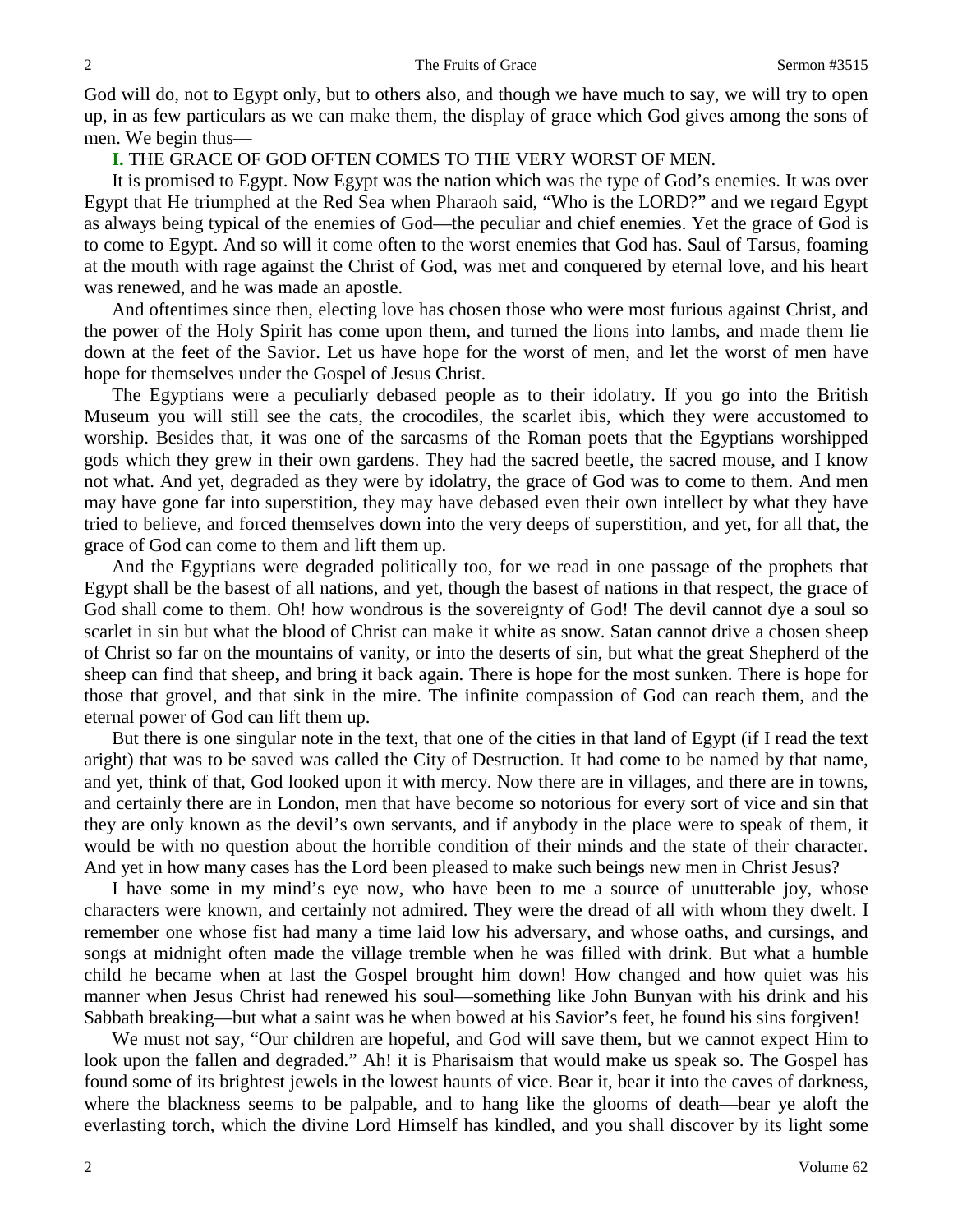God will do, not to Egypt only, but to others also, and though we have much to say, we will try to open up, in as few particulars as we can make them, the display of grace which God gives among the sons of men. We begin thus—

**I.** THE GRACE OF GOD OFTEN COMES TO THE VERY WORST OF MEN.

It is promised to Egypt. Now Egypt was the nation which was the type of God's enemies. It was over Egypt that He triumphed at the Red Sea when Pharaoh said, "Who is the LORD?" and we regard Egypt as always being typical of the enemies of God—the peculiar and chief enemies. Yet the grace of God is to come to Egypt. And so will it come often to the worst enemies that God has. Saul of Tarsus, foaming at the mouth with rage against the Christ of God, was met and conquered by eternal love, and his heart was renewed, and he was made an apostle.

And oftentimes since then, electing love has chosen those who were most furious against Christ, and the power of the Holy Spirit has come upon them, and turned the lions into lambs, and made them lie down at the feet of the Savior. Let us have hope for the worst of men, and let the worst of men have hope for themselves under the Gospel of Jesus Christ.

The Egyptians were a peculiarly debased people as to their idolatry. If you go into the British Museum you will still see the cats, the crocodiles, the scarlet ibis, which they were accustomed to worship. Besides that, it was one of the sarcasms of the Roman poets that the Egyptians worshipped gods which they grew in their own gardens. They had the sacred beetle, the sacred mouse, and I know not what. And yet, degraded as they were by idolatry, the grace of God was to come to them. And men may have gone far into superstition, they may have debased even their own intellect by what they have tried to believe, and forced themselves down into the very deeps of superstition, and yet, for all that, the grace of God can come to them and lift them up.

And the Egyptians were degraded politically too, for we read in one passage of the prophets that Egypt shall be the basest of all nations, and yet, though the basest of nations in that respect, the grace of God shall come to them. Oh! how wondrous is the sovereignty of God! The devil cannot dye a soul so scarlet in sin but what the blood of Christ can make it white as snow. Satan cannot drive a chosen sheep of Christ so far on the mountains of vanity, or into the deserts of sin, but what the great Shepherd of the sheep can find that sheep, and bring it back again. There is hope for the most sunken. There is hope for those that grovel, and that sink in the mire. The infinite compassion of God can reach them, and the eternal power of God can lift them up.

But there is one singular note in the text, that one of the cities in that land of Egypt (if I read the text aright) that was to be saved was called the City of Destruction. It had come to be named by that name, and yet, think of that, God looked upon it with mercy. Now there are in villages, and there are in towns, and certainly there are in London, men that have become so notorious for every sort of vice and sin that they are only known as the devil's own servants, and if anybody in the place were to speak of them, it would be with no question about the horrible condition of their minds and the state of their character. And yet in how many cases has the Lord been pleased to make such beings new men in Christ Jesus?

I have some in my mind's eye now, who have been to me a source of unutterable joy, whose characters were known, and certainly not admired. They were the dread of all with whom they dwelt. I remember one whose fist had many a time laid low his adversary, and whose oaths, and cursings, and songs at midnight often made the village tremble when he was filled with drink. But what a humble child he became when at last the Gospel brought him down! How changed and how quiet was his manner when Jesus Christ had renewed his soul—something like John Bunyan with his drink and his Sabbath breaking—but what a saint was he when bowed at his Savior's feet, he found his sins forgiven!

We must not say, "Our children are hopeful, and God will save them, but we cannot expect Him to look upon the fallen and degraded." Ah! it is Pharisaism that would make us speak so. The Gospel has found some of its brightest jewels in the lowest haunts of vice. Bear it, bear it into the caves of darkness, where the blackness seems to be palpable, and to hang like the glooms of death—bear ye aloft the everlasting torch, which the divine Lord Himself has kindled, and you shall discover by its light some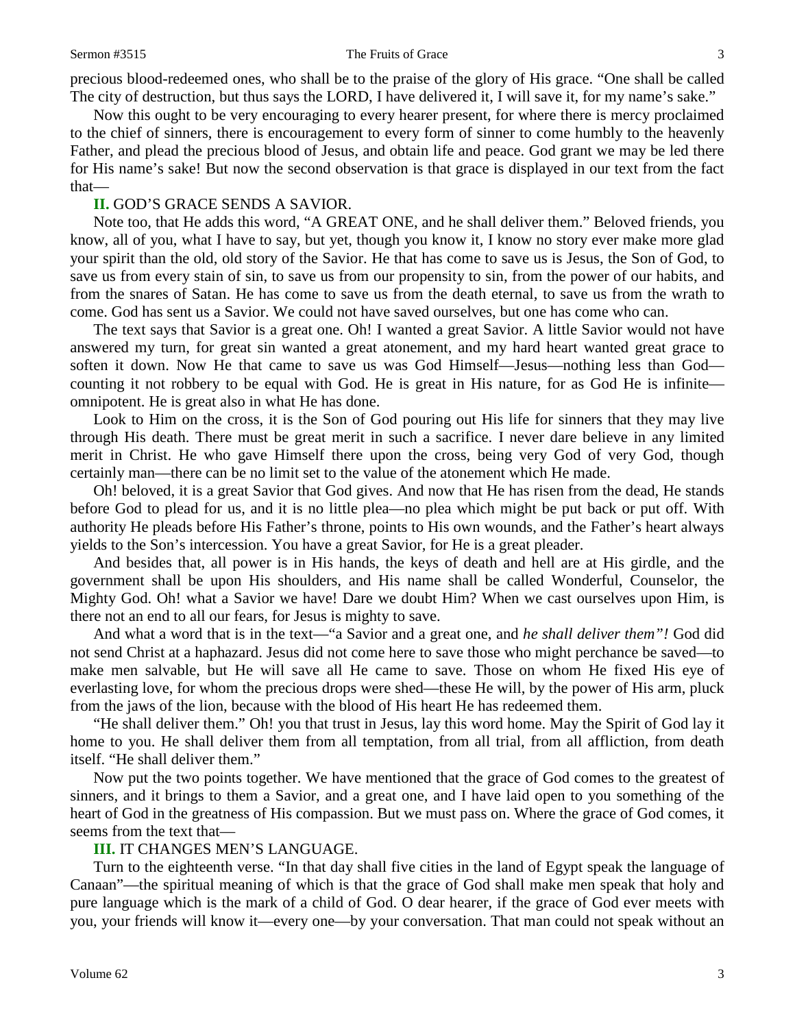precious blood-redeemed ones, who shall be to the praise of the glory of His grace. "One shall be called The city of destruction, but thus says the LORD, I have delivered it, I will save it, for my name's sake."

Now this ought to be very encouraging to every hearer present, for where there is mercy proclaimed to the chief of sinners, there is encouragement to every form of sinner to come humbly to the heavenly Father, and plead the precious blood of Jesus, and obtain life and peace. God grant we may be led there for His name's sake! But now the second observation is that grace is displayed in our text from the fact that—

**II.** GOD'S GRACE SENDS A SAVIOR.

Note too, that He adds this word, "A GREAT ONE, and he shall deliver them." Beloved friends, you know, all of you, what I have to say, but yet, though you know it, I know no story ever make more glad your spirit than the old, old story of the Savior. He that has come to save us is Jesus, the Son of God, to save us from every stain of sin, to save us from our propensity to sin, from the power of our habits, and from the snares of Satan. He has come to save us from the death eternal, to save us from the wrath to come. God has sent us a Savior. We could not have saved ourselves, but one has come who can.

The text says that Savior is a great one. Oh! I wanted a great Savior. A little Savior would not have answered my turn, for great sin wanted a great atonement, and my hard heart wanted great grace to soften it down. Now He that came to save us was God Himself—Jesus—nothing less than God—counting it not robbery to be equal with God. He is great in His nature, for as God He is infinite—omnipotent. He is great also in what He has done.

Look to Him on the cross, it is the Son of God pouring out His life for sinners that they may live through His death. There must be great merit in such a sacrifice. I never dare believe in any limited merit in Christ. He who gave Himself there upon the cross, being very God of very God, though certainly man—there can be no limit set to the value of the atonement which He made.

Oh! beloved, it is a great Savior that God gives. And now that He has risen from the dead, He stands before God to plead for us, and it is no little plea—no plea which might be put back or put off. With authority He pleads before His Father's throne, points to His own wounds, and the Father's heart always yields to the Son's intercession. You have a great Savior, for He is a great pleader.

And besides that, all power is in His hands, the keys of death and hell are at His girdle, and the government shall be upon His shoulders, and His name shall be called Wonderful, Counselor, the Mighty God. Oh! what a Savior we have! Dare we doubt Him? When we cast ourselves upon Him, is there not an end to all our fears, for Jesus is mighty to save.

And what a word that is in the text—"a Savior and a great one, and *he shall deliver them"!* God did not send Christ at a haphazard. Jesus did not come here to save those who might perchance be saved—to make men salvable, but He will save all He came to save. Those on whom He fixed His eye of everlasting love, for whom the precious drops were shed—these He will, by the power of His arm, pluck from the jaws of the lion, because with the blood of His heart He has redeemed them.

"He shall deliver them." Oh! you that trust in Jesus, lay this word home. May the Spirit of God lay it home to you. He shall deliver them from all temptation, from all trial, from all affliction, from death itself. "He shall deliver them."

Now put the two points together. We have mentioned that the grace of God comes to the greatest of sinners, and it brings to them a Savior, and a great one, and I have laid open to you something of the heart of God in the greatness of His compassion. But we must pass on. Where the grace of God comes, it seems from the text that—

**III.** IT CHANGES MEN'S LANGUAGE.

Turn to the eighteenth verse. "In that day shall five cities in the land of Egypt speak the language of Canaan"—the spiritual meaning of which is that the grace of God shall make men speak that holy and pure language which is the mark of a child of God. O dear hearer, if the grace of God ever meets with you, your friends will know it—every one—by your conversation. That man could not speak without an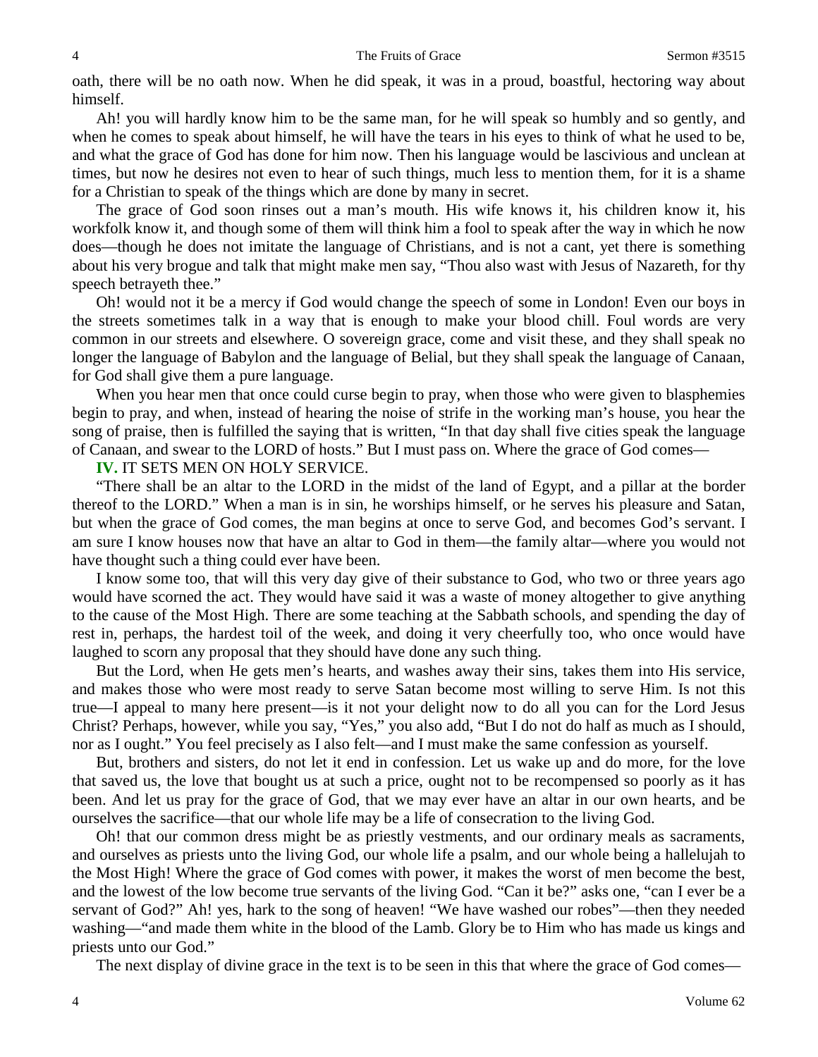oath, there will be no oath now. When he did speak, it was in a proud, boastful, hectoring way about himself.

Ah! you will hardly know him to be the same man, for he will speak so humbly and so gently, and when he comes to speak about himself, he will have the tears in his eyes to think of what he used to be, and what the grace of God has done for him now. Then his language would be lascivious and unclean at times, but now he desires not even to hear of such things, much less to mention them, for it is a shame for a Christian to speak of the things which are done by many in secret.

The grace of God soon rinses out a man's mouth. His wife knows it, his children know it, his workfolk know it, and though some of them will think him a fool to speak after the way in which he now does—though he does not imitate the language of Christians, and is not a cant, yet there is something about his very brogue and talk that might make men say, "Thou also wast with Jesus of Nazareth, for thy speech betrayeth thee."

Oh! would not it be a mercy if God would change the speech of some in London! Even our boys in the streets sometimes talk in a way that is enough to make your blood chill. Foul words are very common in our streets and elsewhere. O sovereign grace, come and visit these, and they shall speak no longer the language of Babylon and the language of Belial, but they shall speak the language of Canaan, for God shall give them a pure language.

When you hear men that once could curse begin to pray, when those who were given to blasphemies begin to pray, and when, instead of hearing the noise of strife in the working man's house, you hear the song of praise, then is fulfilled the saying that is written, "In that day shall five cities speak the language of Canaan, and swear to the LORD of hosts." But I must pass on. Where the grace of God comes—

**IV.** IT SETS MEN ON HOLY SERVICE.

"There shall be an altar to the LORD in the midst of the land of Egypt, and a pillar at the border thereof to the LORD." When a man is in sin, he worships himself, or he serves his pleasure and Satan, but when the grace of God comes, the man begins at once to serve God, and becomes God's servant. I am sure I know houses now that have an altar to God in them—the family altar—where you would not have thought such a thing could ever have been.

I know some too, that will this very day give of their substance to God, who two or three years ago would have scorned the act. They would have said it was a waste of money altogether to give anything to the cause of the Most High. There are some teaching at the Sabbath schools, and spending the day of rest in, perhaps, the hardest toil of the week, and doing it very cheerfully too, who once would have laughed to scorn any proposal that they should have done any such thing.

But the Lord, when He gets men's hearts, and washes away their sins, takes them into His service, and makes those who were most ready to serve Satan become most willing to serve Him. Is not this true—I appeal to many here present—is it not your delight now to do all you can for the Lord Jesus Christ? Perhaps, however, while you say, "Yes," you also add, "But I do not do half as much as I should, nor as I ought." You feel precisely as I also felt—and I must make the same confession as yourself.

But, brothers and sisters, do not let it end in confession. Let us wake up and do more, for the love that saved us, the love that bought us at such a price, ought not to be recompensed so poorly as it has been. And let us pray for the grace of God, that we may ever have an altar in our own hearts, and be ourselves the sacrifice—that our whole life may be a life of consecration to the living God.

Oh! that our common dress might be as priestly vestments, and our ordinary meals as sacraments, and ourselves as priests unto the living God, our whole life a psalm, and our whole being a hallelujah to the Most High! Where the grace of God comes with power, it makes the worst of men become the best, and the lowest of the low become true servants of the living God. "Can it be?" asks one, "can I ever be a servant of God?" Ah! yes, hark to the song of heaven! "We have washed our robes"—then they needed washing—"and made them white in the blood of the Lamb. Glory be to Him who has made us kings and priests unto our God."

The next display of divine grace in the text is to be seen in this that where the grace of God comes—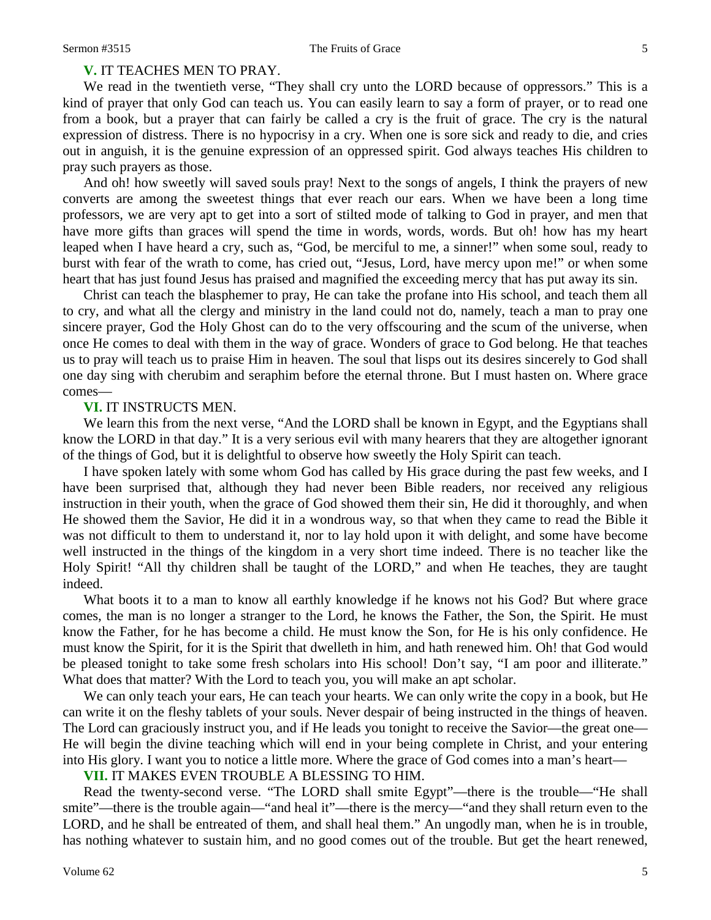**V.** IT TEACHES MEN TO PRAY.

We read in the twentieth verse, "They shall cry unto the LORD because of oppressors." This is a kind of prayer that only God can teach us. You can easily learn to say a form of prayer, or to read one from a book, but a prayer that can fairly be called a cry is the fruit of grace. The cry is the natural expression of distress. There is no hypocrisy in a cry. When one is sore sick and ready to die, and cries out in anguish, it is the genuine expression of an oppressed spirit. God always teaches His children to pray such prayers as those.

And oh! how sweetly will saved souls pray! Next to the songs of angels, I think the prayers of new converts are among the sweetest things that ever reach our ears. When we have been a long time professors, we are very apt to get into a sort of stilted mode of talking to God in prayer, and men that have more gifts than graces will spend the time in words, words, words. But oh! how has my heart leaped when I have heard a cry, such as, "God, be merciful to me, a sinner!" when some soul, ready to burst with fear of the wrath to come, has cried out, "Jesus, Lord, have mercy upon me!" or when some heart that has just found Jesus has praised and magnified the exceeding mercy that has put away its sin.

Christ can teach the blasphemer to pray, He can take the profane into His school, and teach them all to cry, and what all the clergy and ministry in the land could not do, namely, teach a man to pray one sincere prayer, God the Holy Ghost can do to the very offscouring and the scum of the universe, when once He comes to deal with them in the way of grace. Wonders of grace to God belong. He that teaches us to pray will teach us to praise Him in heaven. The soul that lisps out its desires sincerely to God shall one day sing with cherubim and seraphim before the eternal throne. But I must hasten on. Where grace comes—

**VI.** IT INSTRUCTS MEN.

We learn this from the next verse, "And the LORD shall be known in Egypt, and the Egyptians shall know the LORD in that day." It is a very serious evil with many hearers that they are altogether ignorant of the things of God, but it is delightful to observe how sweetly the Holy Spirit can teach.

I have spoken lately with some whom God has called by His grace during the past few weeks, and I have been surprised that, although they had never been Bible readers, nor received any religious instruction in their youth, when the grace of God showed them their sin, He did it thoroughly, and when He showed them the Savior, He did it in a wondrous way, so that when they came to read the Bible it was not difficult to them to understand it, nor to lay hold upon it with delight, and some have become well instructed in the things of the kingdom in a very short time indeed. There is no teacher like the Holy Spirit! "All thy children shall be taught of the LORD," and when He teaches, they are taught indeed.

What boots it to a man to know all earthly knowledge if he knows not his God? But where grace comes, the man is no longer a stranger to the Lord, he knows the Father, the Son, the Spirit. He must know the Father, for he has become a child. He must know the Son, for He is his only confidence. He must know the Spirit, for it is the Spirit that dwelleth in him, and hath renewed him. Oh! that God would be pleased tonight to take some fresh scholars into His school! Don't say, "I am poor and illiterate." What does that matter? With the Lord to teach you, you will make an apt scholar.

We can only teach your ears, He can teach your hearts. We can only write the copy in a book, but He can write it on the fleshy tablets of your souls. Never despair of being instructed in the things of heaven. The Lord can graciously instruct you, and if He leads you tonight to receive the Savior—the great one—He will begin the divine teaching which will end in your being complete in Christ, and your entering into His glory. I want you to notice a little more. Where the grace of God comes into a man's heart—

**VII.** IT MAKES EVEN TROUBLE A BLESSING TO HIM.

Read the twenty-second verse. "The LORD shall smite Egypt"—there is the trouble—"He shall smite"—there is the trouble again—"and heal it"—there is the mercy—"and they shall return even to the LORD, and he shall be entreated of them, and shall heal them." An ungodly man, when he is in trouble, has nothing whatever to sustain him, and no good comes out of the trouble. But get the heart renewed,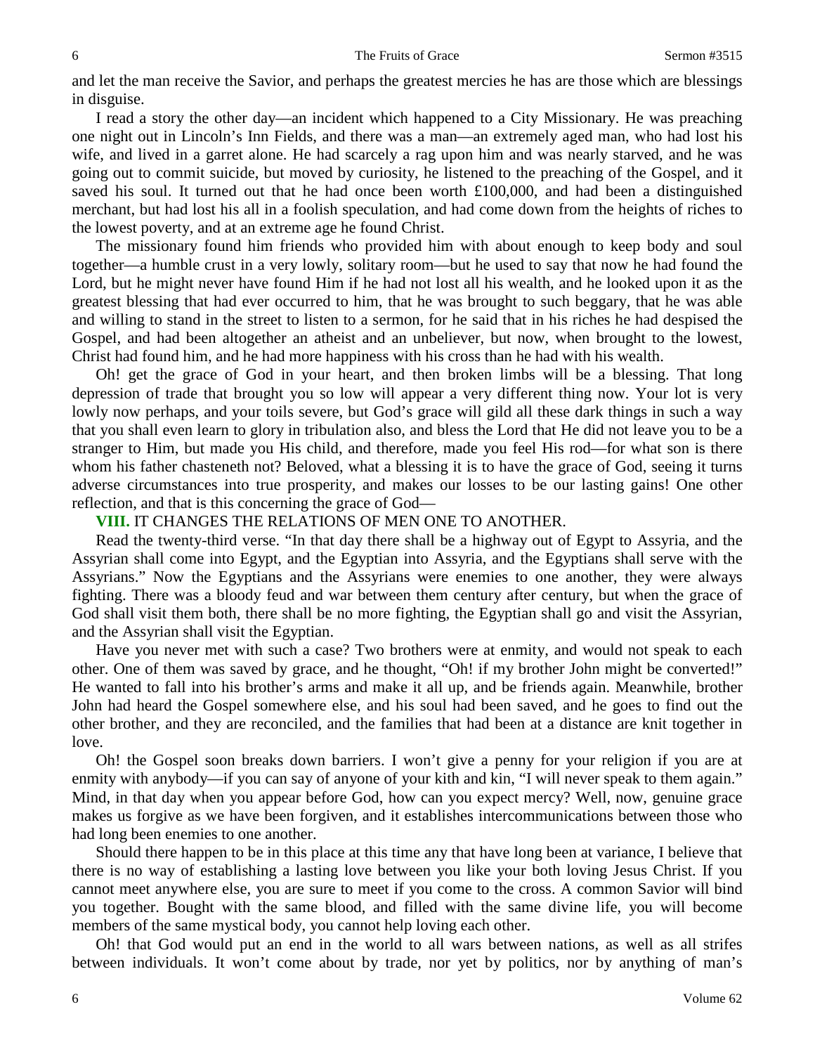and let the man receive the Savior, and perhaps the greatest mercies he has are those which are blessings in disguise.

I read a story the other day—an incident which happened to a City Missionary. He was preaching one night out in Lincoln's Inn Fields, and there was a man—an extremely aged man, who had lost his wife, and lived in a garret alone. He had scarcely a rag upon him and was nearly starved, and he was going out to commit suicide, but moved by curiosity, he listened to the preaching of the Gospel, and it saved his soul. It turned out that he had once been worth £100,000, and had been a distinguished merchant, but had lost his all in a foolish speculation, and had come down from the heights of riches to the lowest poverty, and at an extreme age he found Christ.

The missionary found him friends who provided him with about enough to keep body and soul together—a humble crust in a very lowly, solitary room—but he used to say that now he had found the Lord, but he might never have found Him if he had not lost all his wealth, and he looked upon it as the greatest blessing that had ever occurred to him, that he was brought to such beggary, that he was able and willing to stand in the street to listen to a sermon, for he said that in his riches he had despised the Gospel, and had been altogether an atheist and an unbeliever, but now, when brought to the lowest, Christ had found him, and he had more happiness with his cross than he had with his wealth.

Oh! get the grace of God in your heart, and then broken limbs will be a blessing. That long depression of trade that brought you so low will appear a very different thing now. Your lot is very lowly now perhaps, and your toils severe, but God's grace will gild all these dark things in such a way that you shall even learn to glory in tribulation also, and bless the Lord that He did not leave you to be a stranger to Him, but made you His child, and therefore, made you feel His rod—for what son is there whom his father chasteneth not? Beloved, what a blessing it is to have the grace of God, seeing it turns adverse circumstances into true prosperity, and makes our losses to be our lasting gains! One other reflection, and that is this concerning the grace of God—

**VIII.** IT CHANGES THE RELATIONS OF MEN ONE TO ANOTHER.

Read the twenty-third verse. "In that day there shall be a highway out of Egypt to Assyria, and the Assyrian shall come into Egypt, and the Egyptian into Assyria, and the Egyptians shall serve with the Assyrians." Now the Egyptians and the Assyrians were enemies to one another, they were always fighting. There was a bloody feud and war between them century after century, but when the grace of God shall visit them both, there shall be no more fighting, the Egyptian shall go and visit the Assyrian, and the Assyrian shall visit the Egyptian.

Have you never met with such a case? Two brothers were at enmity, and would not speak to each other. One of them was saved by grace, and he thought, "Oh! if my brother John might be converted!" He wanted to fall into his brother's arms and make it all up, and be friends again. Meanwhile, brother John had heard the Gospel somewhere else, and his soul had been saved, and he goes to find out the other brother, and they are reconciled, and the families that had been at a distance are knit together in love.

Oh! the Gospel soon breaks down barriers. I won't give a penny for your religion if you are at enmity with anybody—if you can say of anyone of your kith and kin, "I will never speak to them again." Mind, in that day when you appear before God, how can you expect mercy? Well, now, genuine grace makes us forgive as we have been forgiven, and it establishes intercommunications between those who had long been enemies to one another.

Should there happen to be in this place at this time any that have long been at variance, I believe that there is no way of establishing a lasting love between you like your both loving Jesus Christ. If you cannot meet anywhere else, you are sure to meet if you come to the cross. A common Savior will bind you together. Bought with the same blood, and filled with the same divine life, you will become members of the same mystical body, you cannot help loving each other.

Oh! that God would put an end in the world to all wars between nations, as well as all strifes between individuals. It won't come about by trade, nor yet by politics, nor by anything of man's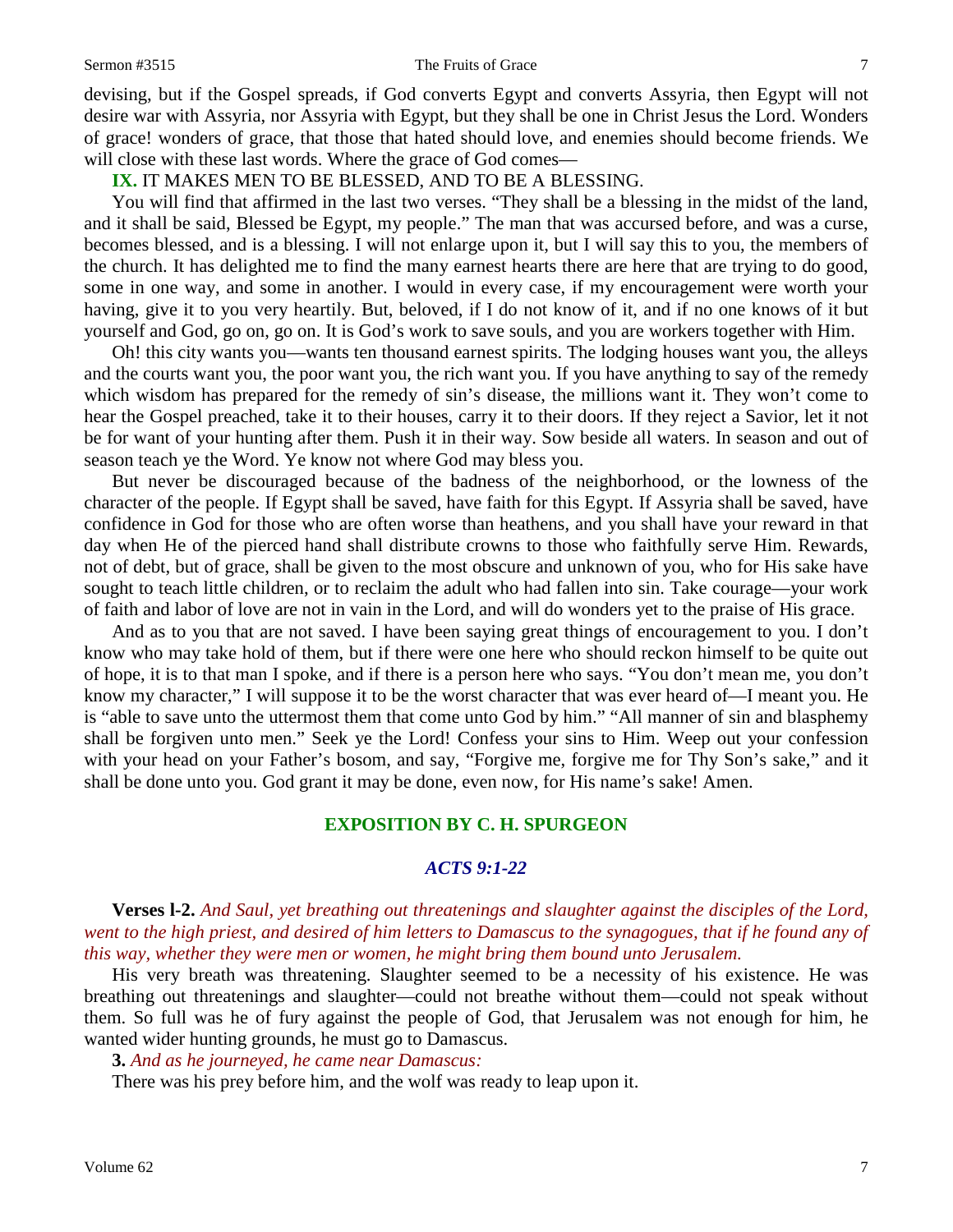devising, but if the Gospel spreads, if God converts Egypt and converts Assyria, then Egypt will not desire war with Assyria, nor Assyria with Egypt, but they shall be one in Christ Jesus the Lord. Wonders of grace! wonders of grace, that those that hated should love, and enemies should become friends. We will close with these last words. Where the grace of God comes—

**IX.** IT MAKES MEN TO BE BLESSED, AND TO BE A BLESSING.

You will find that affirmed in the last two verses. "They shall be a blessing in the midst of the land, and it shall be said, Blessed be Egypt, my people." The man that was accursed before, and was a curse, becomes blessed, and is a blessing. I will not enlarge upon it, but I will say this to you, the members of the church. It has delighted me to find the many earnest hearts there are here that are trying to do good, some in one way, and some in another. I would in every case, if my encouragement were worth your having, give it to you very heartily. But, beloved, if I do not know of it, and if no one knows of it but yourself and God, go on, go on. It is God's work to save souls, and you are workers together with Him.

Oh! this city wants you—wants ten thousand earnest spirits. The lodging houses want you, the alleys and the courts want you, the poor want you, the rich want you. If you have anything to say of the remedy which wisdom has prepared for the remedy of sin's disease, the millions want it. They won't come to hear the Gospel preached, take it to their houses, carry it to their doors. If they reject a Savior, let it not be for want of your hunting after them. Push it in their way. Sow beside all waters. In season and out of season teach ye the Word. Ye know not where God may bless you.

But never be discouraged because of the badness of the neighborhood, or the lowness of the character of the people. If Egypt shall be saved, have faith for this Egypt. If Assyria shall be saved, have confidence in God for those who are often worse than heathens, and you shall have your reward in that day when He of the pierced hand shall distribute crowns to those who faithfully serve Him. Rewards, not of debt, but of grace, shall be given to the most obscure and unknown of you, who for His sake have sought to teach little children, or to reclaim the adult who had fallen into sin. Take courage—your work of faith and labor of love are not in vain in the Lord, and will do wonders yet to the praise of His grace.

And as to you that are not saved. I have been saying great things of encouragement to you. I don't know who may take hold of them, but if there were one here who should reckon himself to be quite out of hope, it is to that man I spoke, and if there is a person here who says. "You don't mean me, you don't know my character," I will suppose it to be the worst character that was ever heard of—I meant you. He is "able to save unto the uttermost them that come unto God by him." "All manner of sin and blasphemy shall be forgiven unto men." Seek ye the Lord! Confess your sins to Him. Weep out your confession with your head on your Father's bosom, and say, "Forgive me, forgive me for Thy Son's sake," and it shall be done unto you. God grant it may be done, even now, for His name's sake! Amen.

## EXPOSITION BY C. H. SPURGEON

### *ACTS 9:1-22*

**Verses l-2.** *And Saul, yet breathing out threatenings and slaughter against the disciples of the Lord, went to the high priest, and desired of him letters to Damascus to the synagogues, that if he found any of this way, whether they were men or women, he might bring them bound unto Jerusalem.*

His very breath was threatening. Slaughter seemed to be a necessity of his existence. He was breathing out threatenings and slaughter—could not breathe without them—could not speak without them. So full was he of fury against the people of God, that Jerusalem was not enough for him, he wanted wider hunting grounds, he must go to Damascus.

**3.** *And as he journeyed, he came near Damascus:*

There was his prey before him, and the wolf was ready to leap upon it.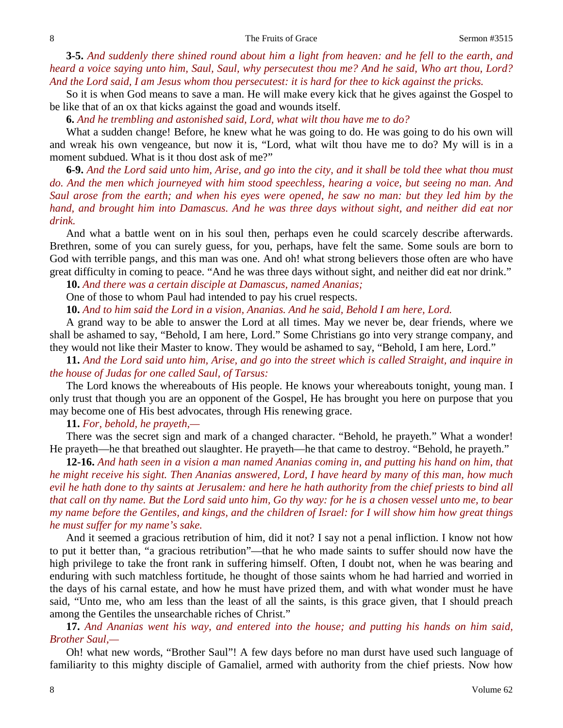**3-5.** *And suddenly there shined round about him a light from heaven: and he fell to the earth, and heard a voice saying unto him, Saul, Saul, why persecutest thou me? And he said, Who art thou, Lord? And the Lord said, I am Jesus whom thou persecutest: it is hard for thee to kick against the pricks.*

So it is when God means to save a man. He will make every kick that he gives against the Gospel to be like that of an ox that kicks against the goad and wounds itself.

**6.** *And he trembling and astonished said, Lord, what wilt thou have me to do?*

What a sudden change! Before, he knew what he was going to do. He was going to do his own will and wreak his own vengeance, but now it is, "Lord, what wilt thou have me to do? My will is in a moment subdued. What is it thou dost ask of me?"

**6-9.** *And the Lord said unto him, Arise, and go into the city, and it shall be told thee what thou must do. And the men which journeyed with him stood speechless, hearing a voice, but seeing no man. And Saul arose from the earth; and when his eyes were opened, he saw no man: but they led him by the hand, and brought him into Damascus. And he was three days without sight, and neither did eat nor drink.*

And what a battle went on in his soul then, perhaps even he could scarcely describe afterwards. Brethren, some of you can surely guess, for you, perhaps, have felt the same. Some souls are born to God with terrible pangs, and this man was one. And oh! what strong believers those often are who have great difficulty in coming to peace. "And he was three days without sight, and neither did eat nor drink."

**10.** *And there was a certain disciple at Damascus, named Ananias;*

One of those to whom Paul had intended to pay his cruel respects.

**10.** *And to him said the Lord in a vision, Ananias. And he said, Behold I am here, Lord.*

A grand way to be able to answer the Lord at all times. May we never be, dear friends, where we shall be ashamed to say, "Behold, I am here, Lord." Some Christians go into very strange company, and they would not like their Master to know. They would be ashamed to say, "Behold, I am here, Lord."

**11.** *And the Lord said unto him, Arise, and go into the street which is called Straight, and inquire in the house of Judas for one called Saul, of Tarsus:*

The Lord knows the whereabouts of His people. He knows your whereabouts tonight, young man. I only trust that though you are an opponent of the Gospel, He has brought you here on purpose that you may become one of His best advocates, through His renewing grace.

**11.** *For, behold, he prayeth,—*

There was the secret sign and mark of a changed character. "Behold, he prayeth." What a wonder! He prayeth—he that breathed out slaughter. He prayeth—he that came to destroy. "Behold, he prayeth."

**12-16.** *And hath seen in a vision a man named Ananias coming in, and putting his hand on him, that he might receive his sight. Then Ananias answered, Lord, I have heard by many of this man, how much evil he hath done to thy saints at Jerusalem: and here he hath authority from the chief priests to bind all that call on thy name. But the Lord said unto him, Go thy way: for he is a chosen vessel unto me, to bear my name before the Gentiles, and kings, and the children of Israel: for I will show him how great things he must suffer for my name's sake.*

And it seemed a gracious retribution of him, did it not? I say not a penal infliction. I know not how to put it better than, "a gracious retribution"—that he who made saints to suffer should now have the high privilege to take the front rank in suffering himself. Often, I doubt not, when he was bearing and enduring with such matchless fortitude, he thought of those saints whom he had harried and worried in the days of his carnal estate, and how he must have prized them, and with what wonder must he have said, "Unto me, who am less than the least of all the saints, is this grace given, that I should preach among the Gentiles the unsearchable riches of Christ."

**17.** *And Ananias went his way, and entered into the house; and putting his hands on him said, Brother Saul,—*

Oh! what new words, "Brother Saul"! A few days before no man durst have used such language of familiarity to this mighty disciple of Gamaliel, armed with authority from the chief priests. Now how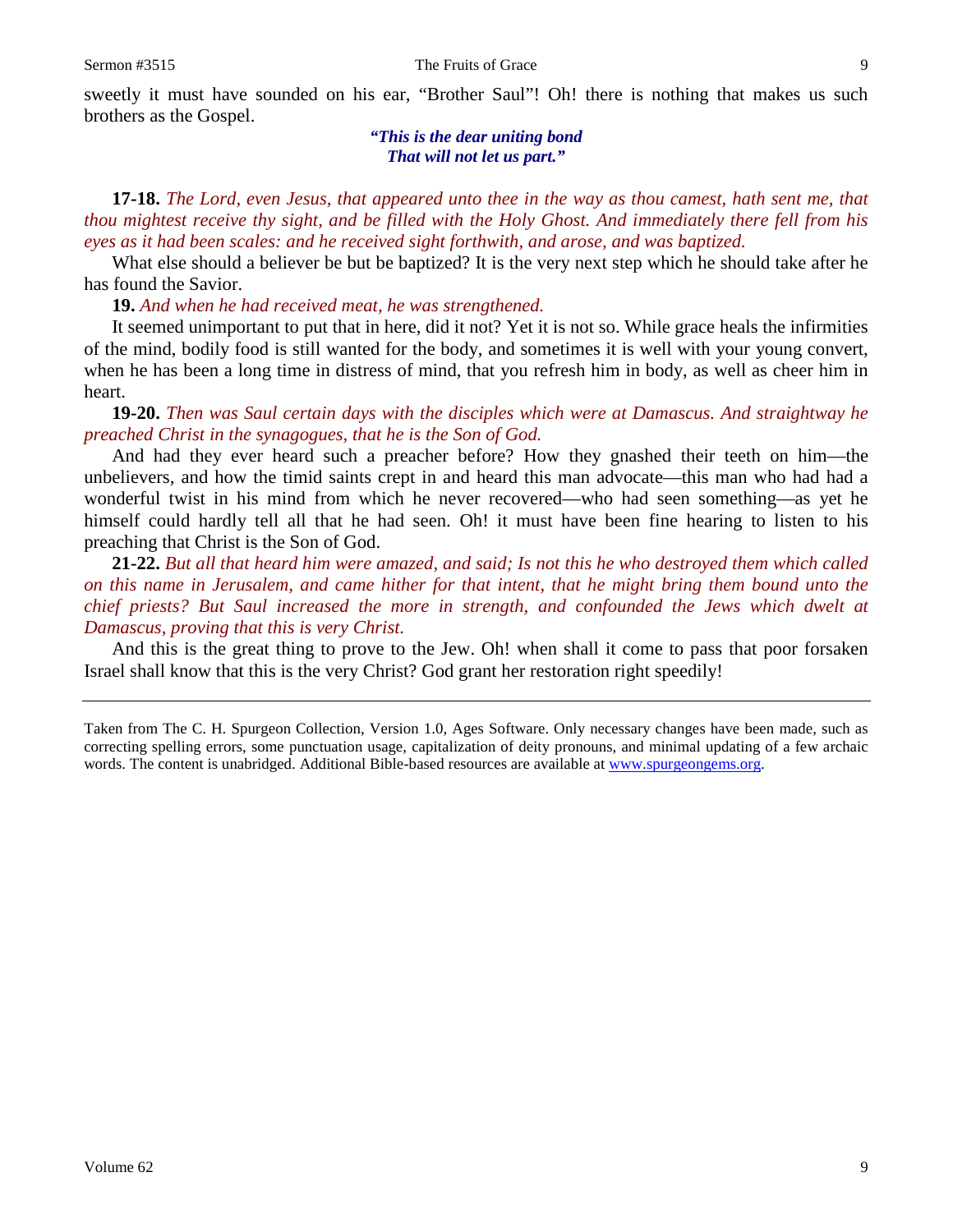sweetly it must have sounded on his ear, "Brother Saul"! Oh! there is nothing that makes us such brothers as the Gospel.

> ***"This is the dear uniting bond***
> ***That will not let us part."***

**17-18.** *The Lord, even Jesus, that appeared unto thee in the way as thou camest, hath sent me, that thou mightest receive thy sight, and be filled with the Holy Ghost. And immediately there fell from his eyes as it had been scales: and he received sight forthwith, and arose, and was baptized.*

What else should a believer be but be baptized? It is the very next step which he should take after he has found the Savior.

**19.** *And when he had received meat, he was strengthened.*

It seemed unimportant to put that in here, did it not? Yet it is not so. While grace heals the infirmities of the mind, bodily food is still wanted for the body, and sometimes it is well with your young convert, when he has been a long time in distress of mind, that you refresh him in body, as well as cheer him in heart.

**19-20.** *Then was Saul certain days with the disciples which were at Damascus. And straightway he preached Christ in the synagogues, that he is the Son of God.*

And had they ever heard such a preacher before? How they gnashed their teeth on him—the unbelievers, and how the timid saints crept in and heard this man advocate—this man who had had a wonderful twist in his mind from which he never recovered—who had seen something—as yet he himself could hardly tell all that he had seen. Oh! it must have been fine hearing to listen to his preaching that Christ is the Son of God.

**21-22.** *But all that heard him were amazed, and said; Is not this he who destroyed them which called on this name in Jerusalem, and came hither for that intent, that he might bring them bound unto the chief priests? But Saul increased the more in strength, and confounded the Jews which dwelt at Damascus, proving that this is very Christ.*

And this is the great thing to prove to the Jew. Oh! when shall it come to pass that poor forsaken Israel shall know that this is the very Christ? God grant her restoration right speedily!

---

Taken from The C. H. Spurgeon Collection, Version 1.0, Ages Software. Only necessary changes have been made, such as correcting spelling errors, some punctuation usage, capitalization of deity pronouns, and minimal updating of a few archaic words. The content is unabridged. Additional Bible-based resources are available at www.spurgeongems.org.